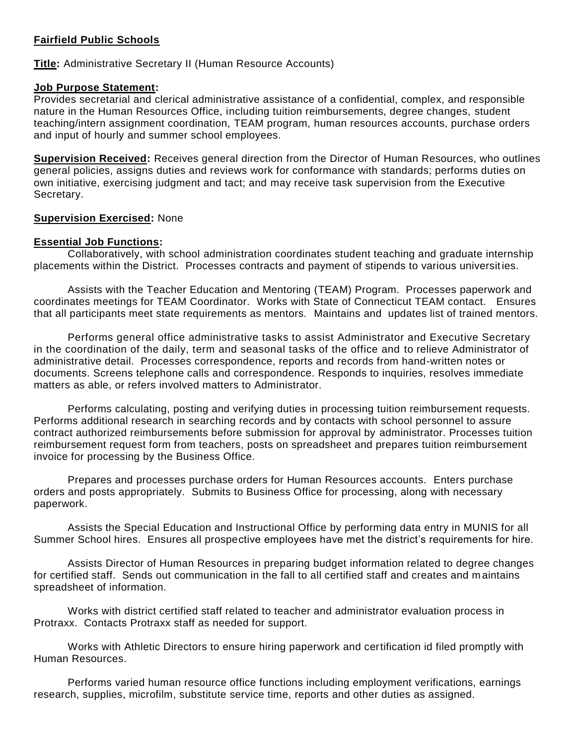**Fairfield Public Schools**

**Title:** Administrative Secretary II (Human Resource Accounts)

**Job Purpose Statement:**
Provides secretarial and clerical administrative assistance of a confidential, complex, and responsible nature in the Human Resources Office, including tuition reimbursements, degree changes, student teaching/intern assignment coordination, TEAM program, human resources accounts, purchase orders and input of hourly and summer school employees.

**Supervision Received:** Receives general direction from the Director of Human Resources, who outlines general policies, assigns duties and reviews work for conformance with standards; performs duties on own initiative, exercising judgment and tact; and may receive task supervision from the Executive Secretary.

**Supervision Exercised:** None

**Essential Job Functions:**

Collaboratively, with school administration coordinates student teaching and graduate internship placements within the District. Processes contracts and payment of stipends to various universities.

Assists with the Teacher Education and Mentoring (TEAM) Program. Processes paperwork and coordinates meetings for TEAM Coordinator. Works with State of Connecticut TEAM contact. Ensures that all participants meet state requirements as mentors. Maintains and updates list of trained mentors.

Performs general office administrative tasks to assist Administrator and Executive Secretary in the coordination of the daily, term and seasonal tasks of the office and to relieve Administrator of administrative detail. Processes correspondence, reports and records from hand-written notes or documents. Screens telephone calls and correspondence. Responds to inquiries, resolves immediate matters as able, or refers involved matters to Administrator.

Performs calculating, posting and verifying duties in processing tuition reimbursement requests. Performs additional research in searching records and by contacts with school personnel to assure contract authorized reimbursements before submission for approval by administrator. Processes tuition reimbursement request form from teachers, posts on spreadsheet and prepares tuition reimbursement invoice for processing by the Business Office.

Prepares and processes purchase orders for Human Resources accounts. Enters purchase orders and posts appropriately. Submits to Business Office for processing, along with necessary paperwork.

Assists the Special Education and Instructional Office by performing data entry in MUNIS for all Summer School hires. Ensures all prospective employees have met the district's requirements for hire.

Assists Director of Human Resources in preparing budget information related to degree changes for certified staff. Sends out communication in the fall to all certified staff and creates and maintains spreadsheet of information.

Works with district certified staff related to teacher and administrator evaluation process in Protraxx. Contacts Protraxx staff as needed for support.

Works with Athletic Directors to ensure hiring paperwork and certification id filed promptly with Human Resources.

Performs varied human resource office functions including employment verifications, earnings research, supplies, microfilm, substitute service time, reports and other duties as assigned.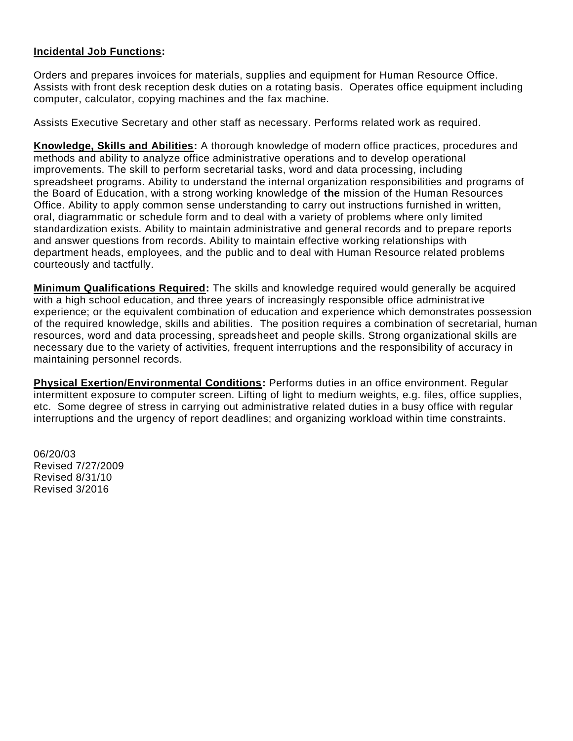**Incidental Job Functions:**

Orders and prepares invoices for materials, supplies and equipment for Human Resource Office. Assists with front desk reception desk duties on a rotating basis. Operates office equipment including computer, calculator, copying machines and the fax machine.

Assists Executive Secretary and other staff as necessary. Performs related work as required.

**Knowledge, Skills and Abilities:** A thorough knowledge of modern office practices, procedures and methods and ability to analyze office administrative operations and to develop operational improvements. The skill to perform secretarial tasks, word and data processing, including spreadsheet programs. Ability to understand the internal organization responsibilities and programs of the Board of Education, with a strong working knowledge of **the** mission of the Human Resources Office. Ability to apply common sense understanding to carry out instructions furnished in written, oral, diagrammatic or schedule form and to deal with a variety of problems where only limited standardization exists. Ability to maintain administrative and general records and to prepare reports and answer questions from records. Ability to maintain effective working relationships with department heads, employees, and the public and to deal with Human Resource related problems courteously and tactfully.

**Minimum Qualifications Required:** The skills and knowledge required would generally be acquired with a high school education, and three years of increasingly responsible office administrative experience; or the equivalent combination of education and experience which demonstrates possession of the required knowledge, skills and abilities. The position requires a combination of secretarial, human resources, word and data processing, spreadsheet and people skills. Strong organizational skills are necessary due to the variety of activities, frequent interruptions and the responsibility of accuracy in maintaining personnel records.

**Physical Exertion/Environmental Conditions:** Performs duties in an office environment. Regular intermittent exposure to computer screen. Lifting of light to medium weights, e.g. files, office supplies, etc. Some degree of stress in carrying out administrative related duties in a busy office with regular interruptions and the urgency of report deadlines; and organizing workload within time constraints.

06/20/03
Revised 7/27/2009
Revised 8/31/10
Revised 3/2016